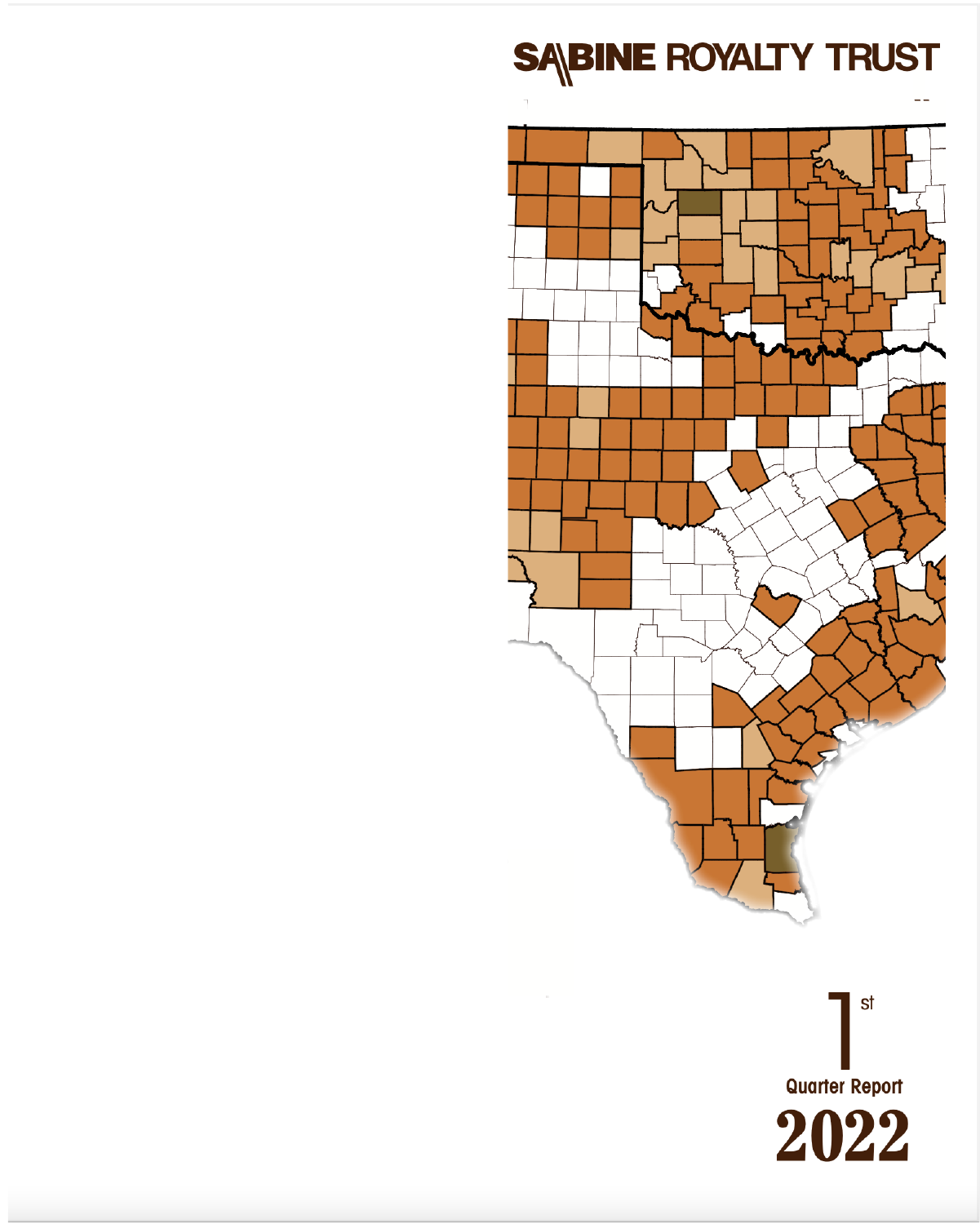# SABINE ROYALTY TRUST

1st

Quarter Report

2022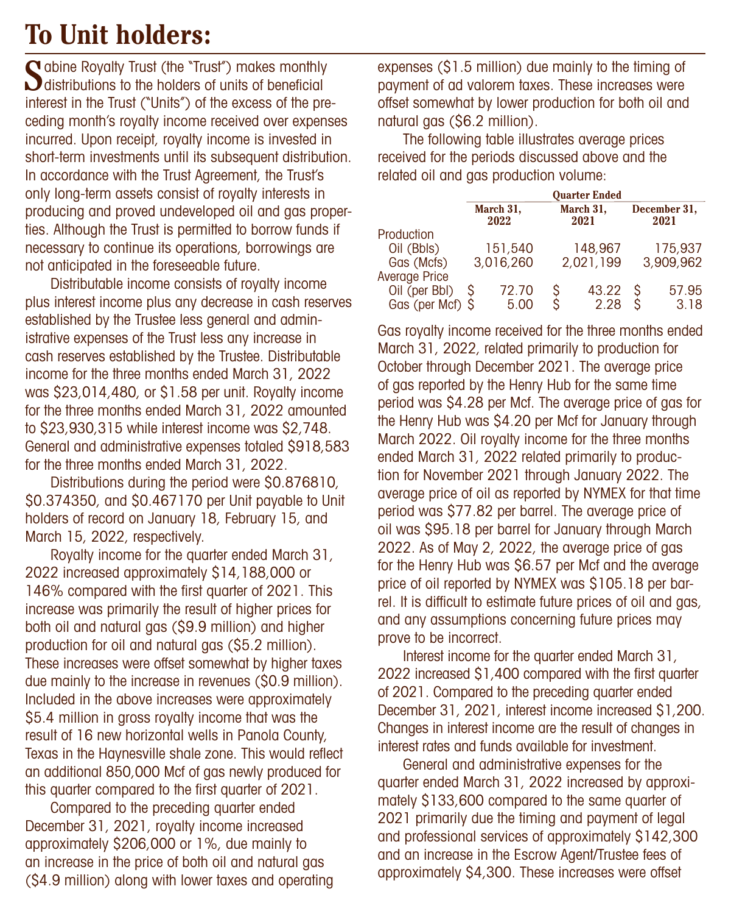# To Unit holders:

Sabine Royalty Trust (the "Trust") makes monthly distributions to the holders of units of beneficial interest in the Trust ("Units") of the excess of the preceding month's royalty income received over expenses incurred. Upon receipt, royalty income is invested in short-term investments until its subsequent distribution. In accordance with the Trust Agreement, the Trust's only long-term assets consist of royalty interests in producing and proved undeveloped oil and gas properties. Although the Trust is permitted to borrow funds if necessary to continue its operations, borrowings are not anticipated in the foreseeable future.

Distributable income consists of royalty income plus interest income plus any decrease in cash reserves established by the Trustee less general and administrative expenses of the Trust less any increase in cash reserves established by the Trustee. Distributable income for the three months ended March 31, 2022 was $23,014,480, or $1.58 per unit. Royalty income for the three months ended March 31, 2022 amounted to $23,930,315 while interest income was $2,748. General and administrative expenses totaled $918,583 for the three months ended March 31, 2022.

Distributions during the period were $0.876810, $0.374350, and $0.467170 per Unit payable to Unit holders of record on January 18, February 15, and March 15, 2022, respectively.

Royalty income for the quarter ended March 31, 2022 increased approximately $14,188,000 or 146% compared with the first quarter of 2021. This increase was primarily the result of higher prices for both oil and natural gas ($9.9 million) and higher production for oil and natural gas ($5.2 million). These increases were offset somewhat by higher taxes due mainly to the increase in revenues ($0.9 million). Included in the above increases were approximately $5.4 million in gross royalty income that was the result of 16 new horizontal wells in Panola County, Texas in the Haynesville shale zone. This would reflect an additional 850,000 Mcf of gas newly produced for this quarter compared to the first quarter of 2021.

Compared to the preceding quarter ended December 31, 2021, royalty income increased approximately $206,000 or 1%, due mainly to an increase in the price of both oil and natural gas ($4.9 million) along with lower taxes and operating expenses ($1.5 million) due mainly to the timing of payment of ad valorem taxes. These increases were offset somewhat by lower production for both oil and natural gas ($6.2 million).

The following table illustrates average prices received for the periods discussed above and the related oil and gas production volume:

| | Quarter Ended | | |
|---|---|---|---|
| | March 31, 2022 | March 31, 2021 | December 31, 2021 |
| Production | | | |
| Oil (Bbls) | 151,540 | 148,967 | 175,937 |
| Gas (Mcfs) | 3,016,260 | 2,021,199 | 3,909,962 |
| Average Price | | | |
| Oil (per Bbl) | $ 72.70 | $ 43.22 | $ 57.95 |
| Gas (per Mcf) | $ 5.00 | $ 2.28 | $ 3.18 |

Gas royalty income received for the three months ended March 31, 2022, related primarily to production for October through December 2021. The average price of gas reported by the Henry Hub for the same time period was $4.28 per Mcf. The average price of gas for the Henry Hub was $4.20 per Mcf for January through March 2022. Oil royalty income for the three months ended March 31, 2022 related primarily to production for November 2021 through January 2022. The average price of oil as reported by NYMEX for that time period was $77.82 per barrel. The average price of oil was $95.18 per barrel for January through March 2022. As of May 2, 2022, the average price of gas for the Henry Hub was $6.57 per Mcf and the average price of oil reported by NYMEX was $105.18 per barrel. It is difficult to estimate future prices of oil and gas, and any assumptions concerning future prices may prove to be incorrect.

Interest income for the quarter ended March 31, 2022 increased $1,400 compared with the first quarter of 2021. Compared to the preceding quarter ended December 31, 2021, interest income increased $1,200. Changes in interest income are the result of changes in interest rates and funds available for investment.

General and administrative expenses for the quarter ended March 31, 2022 increased by approximately $133,600 compared to the same quarter of 2021 primarily due the timing and payment of legal and professional services of approximately $142,300 and an increase in the Escrow Agent/Trustee fees of approximately $4,300. These increases were offset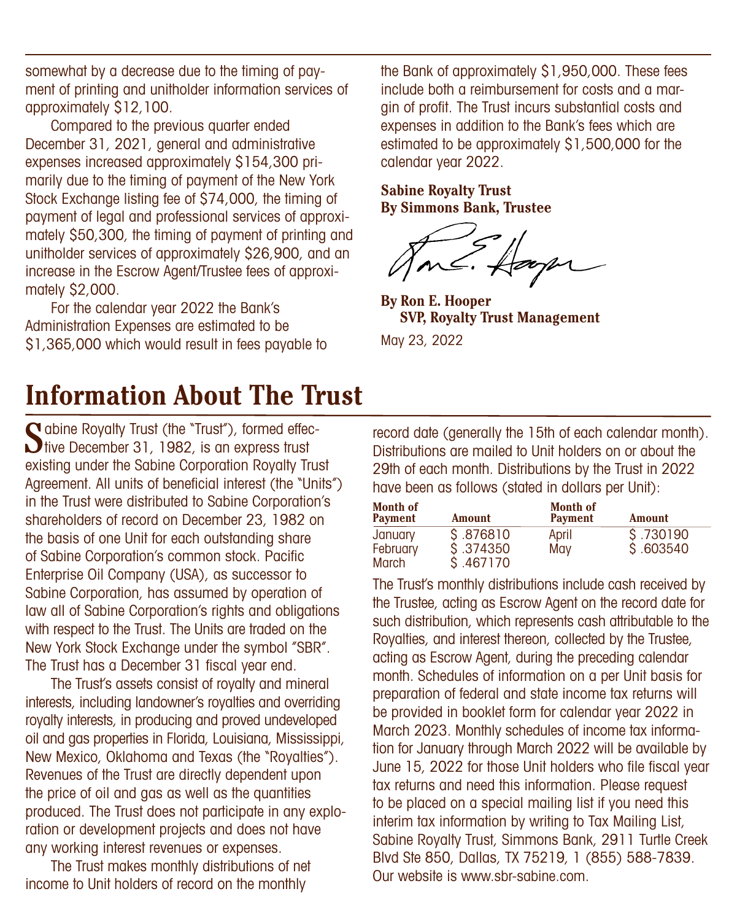somewhat by a decrease due to the timing of payment of printing and unitholder information services of approximately $12,100.

Compared to the previous quarter ended December 31, 2021, general and administrative expenses increased approximately $154,300 primarily due to the timing of payment of the New York Stock Exchange listing fee of $74,000, the timing of payment of legal and professional services of approximately $50,300, the timing of payment of printing and unitholder services of approximately $26,900, and an increase in the Escrow Agent/Trustee fees of approximately $2,000.

For the calendar year 2022 the Bank's Administration Expenses are estimated to be $1,365,000 which would result in fees payable to the Bank of approximately $1,950,000. These fees include both a reimbursement for costs and a margin of profit. The Trust incurs substantial costs and expenses in addition to the Bank's fees which are estimated to be approximately $1,500,000 for the calendar year 2022.

**Sabine Royalty Trust**
**By Simmons Bank, Trustee**

**By Ron E. Hooper**
**SVP, Royalty Trust Management**

May 23, 2022

# Information About The Trust

Sabine Royalty Trust (the "Trust"), formed effective December 31, 1982, is an express trust existing under the Sabine Corporation Royalty Trust Agreement. All units of beneficial interest (the "Units") in the Trust were distributed to Sabine Corporation's shareholders of record on December 23, 1982 on the basis of one Unit for each outstanding share of Sabine Corporation's common stock. Pacific Enterprise Oil Company (USA), as successor to Sabine Corporation, has assumed by operation of law all of Sabine Corporation's rights and obligations with respect to the Trust. The Units are traded on the New York Stock Exchange under the symbol "SBR". The Trust has a December 31 fiscal year end.

The Trust's assets consist of royalty and mineral interests, including landowner's royalties and overriding royalty interests, in producing and proved undeveloped oil and gas properties in Florida, Louisiana, Mississippi, New Mexico, Oklahoma and Texas (the "Royalties"). Revenues of the Trust are directly dependent upon the price of oil and gas as well as the quantities produced. The Trust does not participate in any exploration or development projects and does not have any working interest revenues or expenses.

The Trust makes monthly distributions of net income to Unit holders of record on the monthly record date (generally the 15th of each calendar month). Distributions are mailed to Unit holders on or about the 29th of each month. Distributions by the Trust in 2022 have been as follows (stated in dollars per Unit):

| Month of Payment | Amount | Month of Payment | Amount |
|---|---|---|---|
| January | $ .876810 | April | $ .730190 |
| February | $ .374350 | May | $ .603540 |
| March | $ .467170 | | |

The Trust's monthly distributions include cash received by the Trustee, acting as Escrow Agent on the record date for such distribution, which represents cash attributable to the Royalties, and interest thereon, collected by the Trustee, acting as Escrow Agent, during the preceding calendar month. Schedules of information on a per Unit basis for preparation of federal and state income tax returns will be provided in booklet form for calendar year 2022 in March 2023. Monthly schedules of income tax information for January through March 2022 will be available by June 15, 2022 for those Unit holders who file fiscal year tax returns and need this information. Please request to be placed on a special mailing list if you need this interim tax information by writing to Tax Mailing List, Sabine Royalty Trust, Simmons Bank, 2911 Turtle Creek Blvd Ste 850, Dallas, TX 75219, 1 (855) 588-7839. Our website is www.sbr-sabine.com.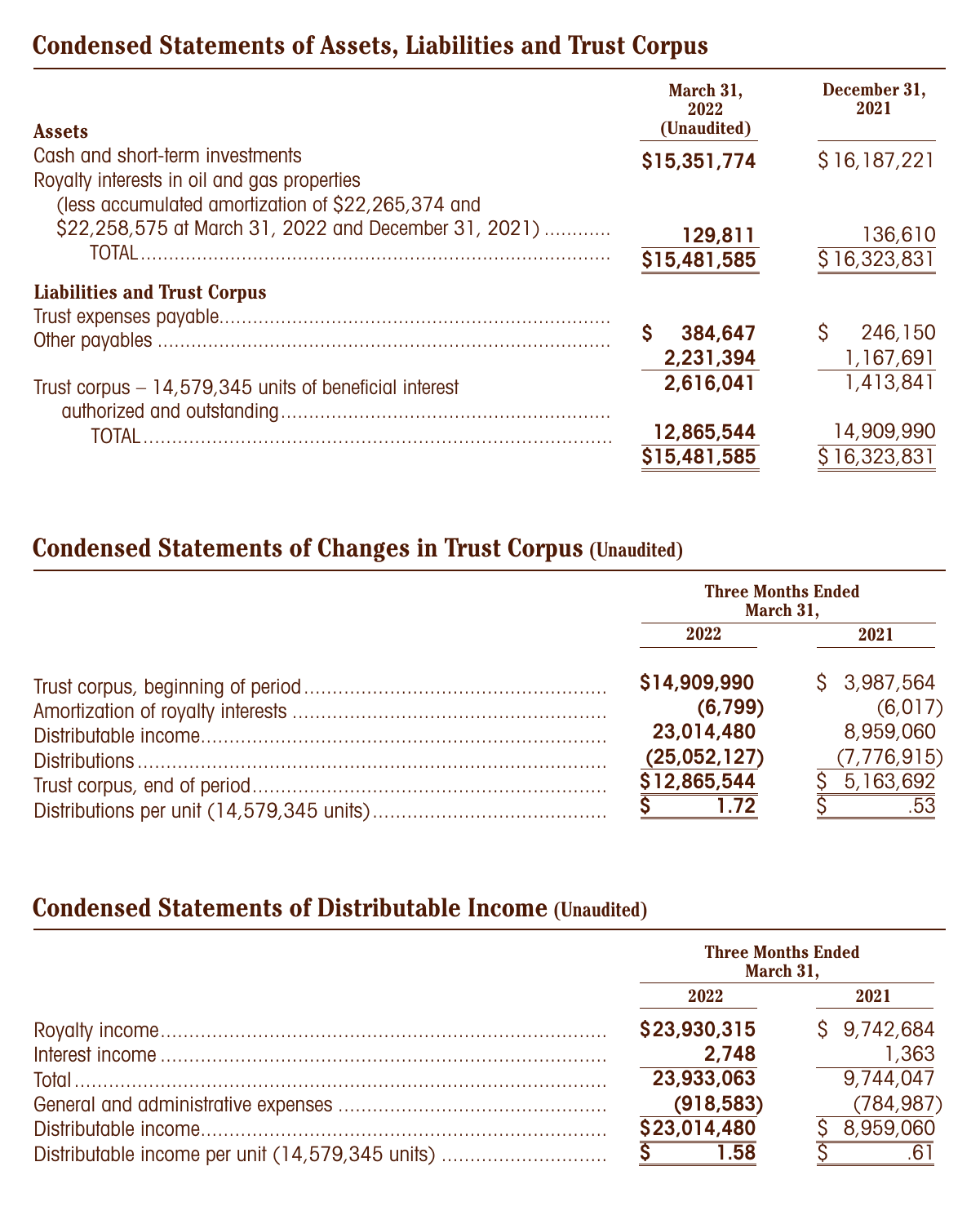## Condensed Statements of Assets, Liabilities and Trust Corpus

| | March 31, 2022 (Unaudited) | December 31, 2021 |
|---|---|---|
| **Assets** | | |
| Cash and short-term investments | **$15,351,774** | $ 16,187,221 |
| Royalty interests in oil and gas properties (less accumulated amortization of $22,265,374 and $22,258,575 at March 31, 2022 and December 31, 2021) | **129,811** | 136,610 |
| TOTAL | **$15,481,585** | $ 16,323,831 |
| **Liabilities and Trust Corpus** | | |
| Trust expenses payable | **$ 384,647** | $ 246,150 |
| Other payables | **2,231,394** | 1,167,691 |
| | **2,616,041** | 1,413,841 |
| Trust corpus – 14,579,345 units of beneficial interest authorized and outstanding | **12,865,544** | 14,909,990 |
| TOTAL | **$15,481,585** | $ 16,323,831 |

## Condensed Statements of Changes in Trust Corpus (Unaudited)

| | Three Months Ended March 31, | |
|---|---|---|
| | 2022 | 2021 |
| Trust corpus, beginning of period | **$14,909,990** | $ 3,987,564 |
| Amortization of royalty interests | **(6,799)** | (6,017) |
| Distributable income | **23,014,480** | 8,959,060 |
| Distributions | **(25,052,127)** | (7,776,915) |
| Trust corpus, end of period | **$12,865,544** | $ 5,163,692 |
| Distributions per unit (14,579,345 units) | **$ 1.72** | $ .53 |

## Condensed Statements of Distributable Income (Unaudited)

| | Three Months Ended March 31, | |
|---|---|---|
| | 2022 | 2021 |
| Royalty income | **$23,930,315** | $ 9,742,684 |
| Interest income | **2,748** | 1,363 |
| Total | **23,933,063** | 9,744,047 |
| General and administrative expenses | **(918,583)** | (784,987) |
| Distributable income | **$23,014,480** | $ 8,959,060 |
| Distributable income per unit (14,579,345 units) | **$ 1.58** | $ .61 |